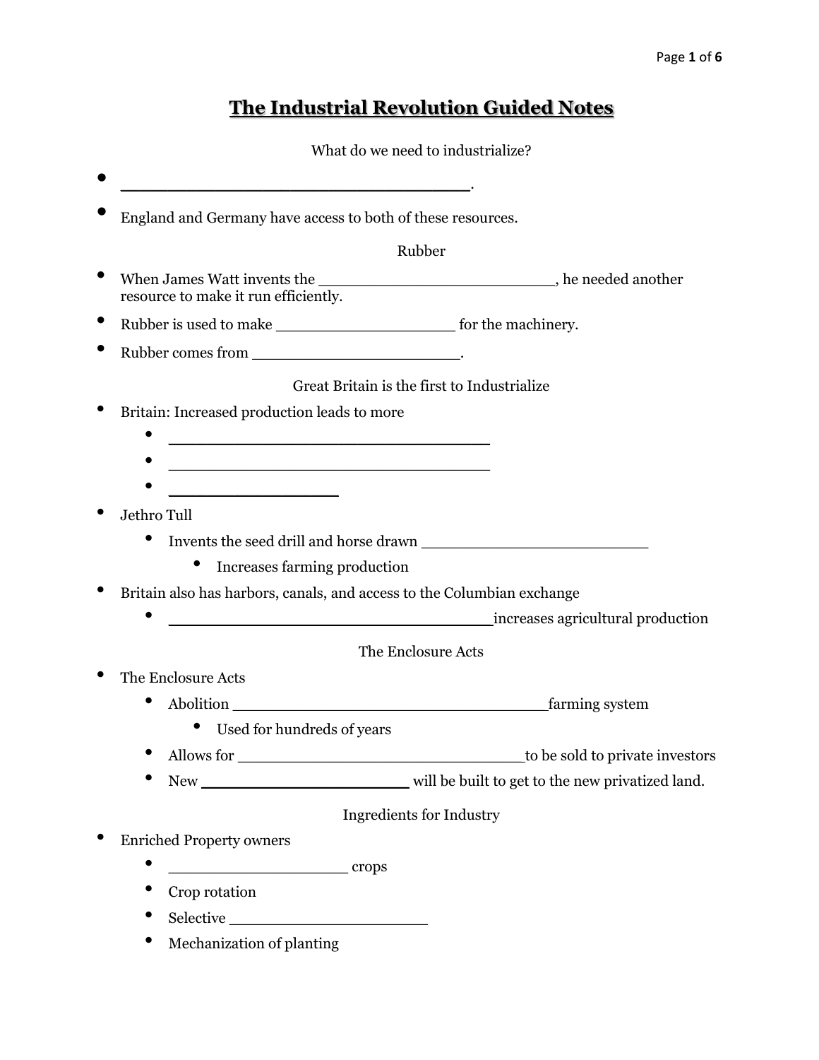# The Industrial Revolution Guided Notes

What do we need to industrialize?

- ___________________________________.
- England and Germany have access to both of these resources.

Rubber

- When James Watt invents the ________________________, he needed another resource to make it run efficiently.
- Rubber is used to make __________________ for the machinery.
- Rubber comes from ______________________.

Great Britain is the first to Industrialize

- Britain: Increased production leads to more
  - ________________________________
  - ________________________________
  - _________________
- Jethro Tull
  - Invents the seed drill and horse drawn ________________________
    - Increases farming production
- Britain also has harbors, canals, and access to the Columbian exchange
  - ________________________________increases agricultural production

The Enclosure Acts

- The Enclosure Acts
  - Abolition ________________________________farming system
    - Used for hundreds of years
  - Allows for _____________________________to be sold to private investors
  - New _____________________ will be built to get to the new privatized land.

Ingredients for Industry

- Enriched Property owners
  - __________________ crops
  - Crop rotation
  - Selective ____________________
  - Mechanization of planting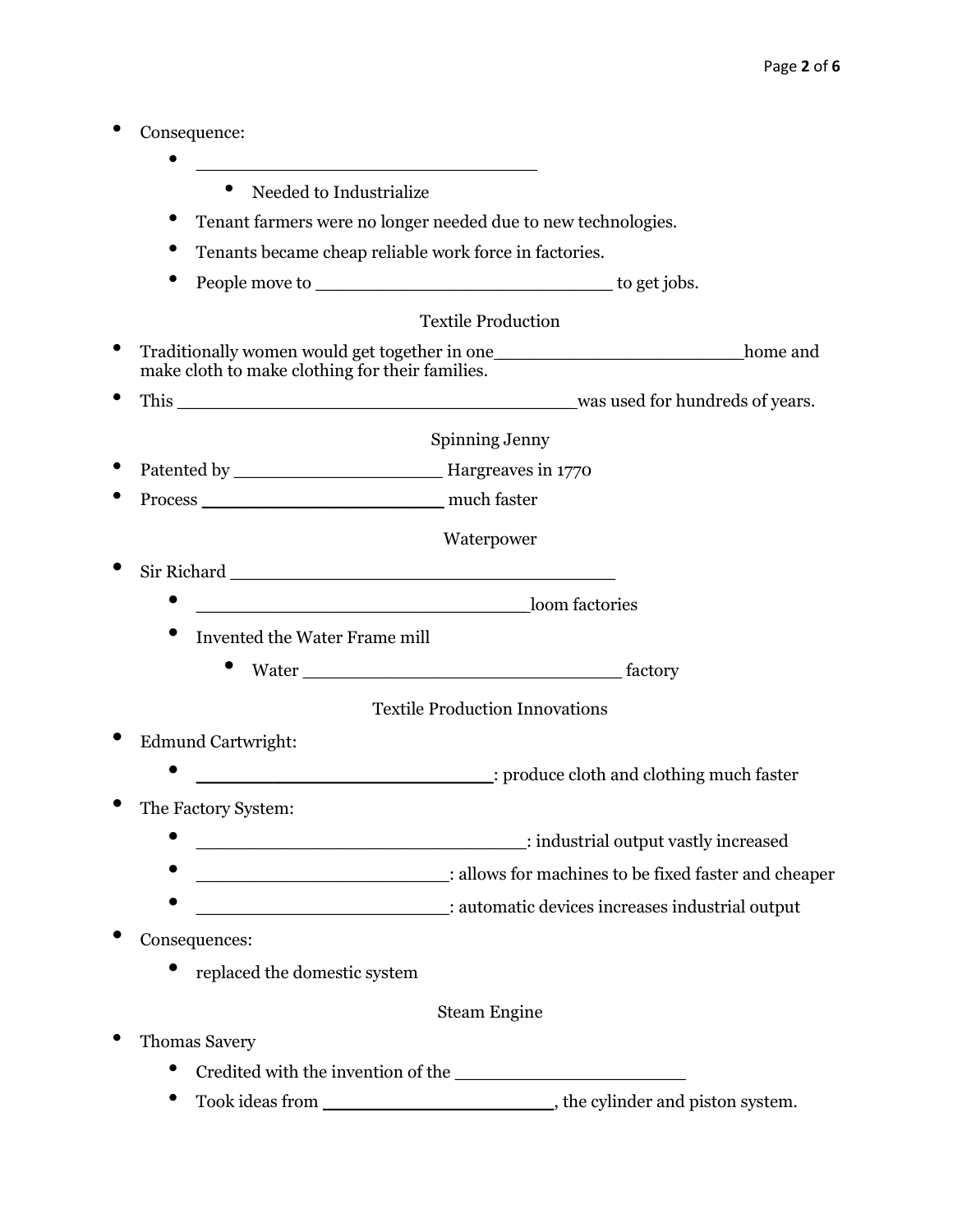- Consequence:
  - ________________________________
    - Needed to Industrialize
  - Tenant farmers were no longer needed due to new technologies.
  - Tenants became cheap reliable work force in factories.
  - People move to ___________________________ to get jobs.

## Textile Production

- Traditionally women would get together in one_______________________home and make cloth to make clothing for their families.
- This _____________________________________was used for hundreds of years.

## Spinning Jenny

- Patented by ___________________ Hargreaves in 1770
- Process ______________________ much faster

## Waterpower

- Sir Richard ____________________________________
  - _______________________________loom factories
  - Invented the Water Frame mill
    - Water ______________________________ factory

## Textile Production Innovations

- Edmund Cartwright:
  - ___________________________: produce cloth and clothing much faster
- The Factory System:
  - _______________________________: industrial output vastly increased
  - ________________________: allows for machines to be fixed faster and cheaper
  - ________________________: automatic devices increases industrial output
- Consequences:
  - replaced the domestic system

## Steam Engine

- Thomas Savery
  - Credited with the invention of the ______________________
  - Took ideas from _____________________, the cylinder and piston system.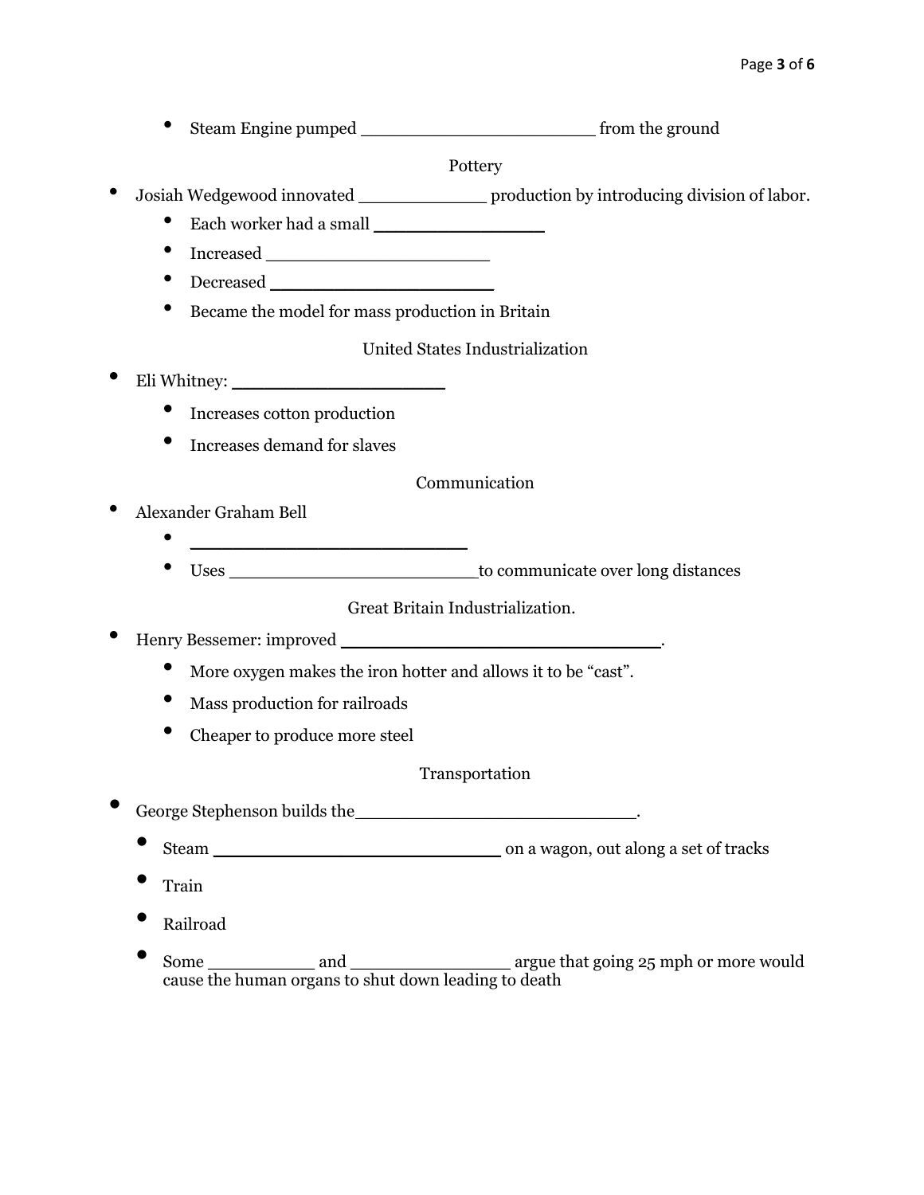- Steam Engine pumped ______________________ from the ground

Pottery

- Josiah Wedgewood innovated ____________ production by introducing division of labor.
  - Each worker had a small ________________
  - Increased _____________________
  - Decreased _____________________
  - Became the model for mass production in Britain

United States Industrialization

- Eli Whitney: ____________________
  - Increases cotton production
  - Increases demand for slaves

Communication

- Alexander Graham Bell
  - __________________________
  - Uses ________________________to communicate over long distances

Great Britain Industrialization.

- Henry Bessemer: improved ______________________________.
  - More oxygen makes the iron hotter and allows it to be "cast".
  - Mass production for railroads
  - Cheaper to produce more steel

Transportation

- George Stephenson builds the___________________________.
  - Steam ___________________________ on a wagon, out along a set of tracks
  - Train
  - Railroad
  - Some __________ and _______________ argue that going 25 mph or more would cause the human organs to shut down leading to death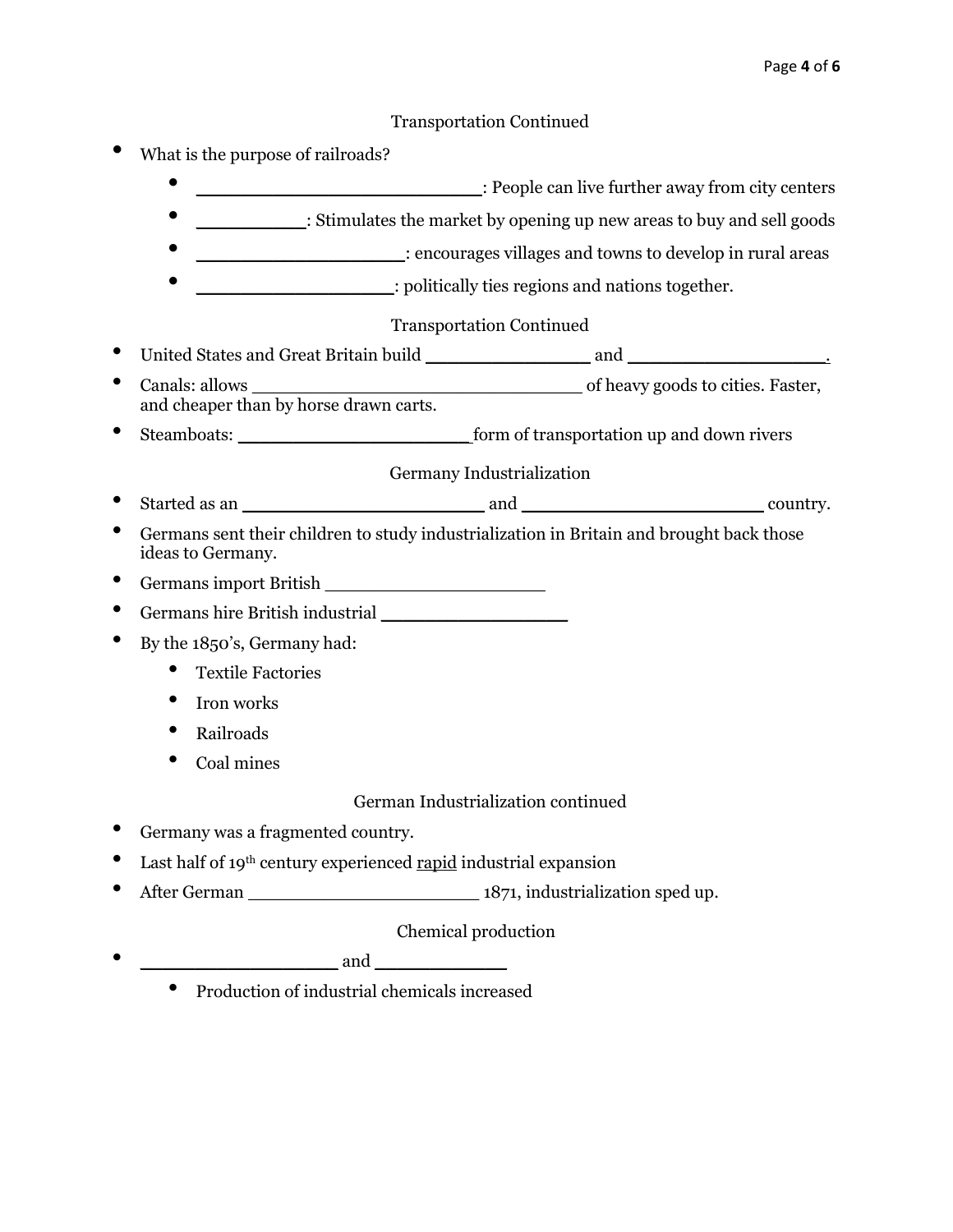## Transportation Continued

- What is the purpose of railroads?
  - ___________________________: People can live further away from city centers
  - __________: Stimulates the market by opening up new areas to buy and sell goods
  - ____________________: encourages villages and towns to develop in rural areas
  - ___________________: politically ties regions and nations together.

## Transportation Continued

- United States and Great Britain build _______________ and __________________.
- Canals: allows _______________________________ of heavy goods to cities. Faster, and cheaper than by horse drawn carts.
- Steamboats: ______________________form of transportation up and down rivers

## Germany Industrialization

- Started as an _______________________ and _______________________ country.
- Germans sent their children to study industrialization in Britain and brought back those ideas to Germany.
- Germans import British _____________________
- Germans hire British industrial _________________
- By the 1850's, Germany had:
  - Textile Factories
  - Iron works
  - Railroads
  - Coal mines

## German Industrialization continued

- Germany was a fragmented country.
- Last half of 19th century experienced <u>rapid</u> industrial expansion
- After German ______________________ 1871, industrialization sped up.

## Chemical production

- ___________________ and ____________
  - Production of industrial chemicals increased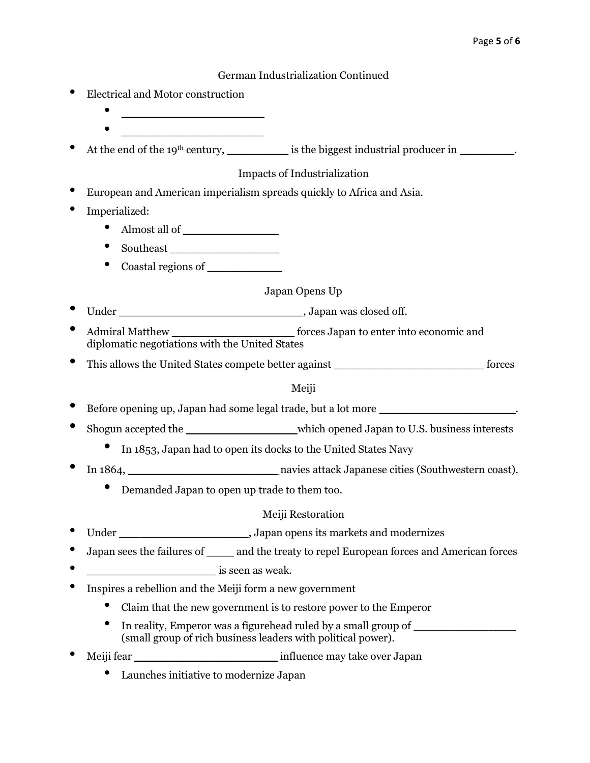## German Industrialization Continued

- Electrical and Motor construction
  - ______________________
  - ______________________
- At the end of the 19th century, _________ is the biggest industrial producer in ________.

## Impacts of Industrialization

- European and American imperialism spreads quickly to Africa and Asia.
- Imperialized:
  - Almost all of _______________
  - Southeast _________________
  - Coastal regions of ___________

## Japan Opens Up

- Under ___________________________, Japan was closed off.
- Admiral Matthew __________________ forces Japan to enter into economic and diplomatic negotiations with the United States
- This allows the United States compete better against ______________________ forces

## Meiji

- Before opening up, Japan had some legal trade, but a lot more _____________________.
- Shogun accepted the ________________which opened Japan to U.S. business interests
  - In 1853, Japan had to open its docks to the United States Navy
- In 1864, ______________________navies attack Japanese cities (Southwestern coast).
  - Demanded Japan to open up trade to them too.

## Meiji Restoration

- Under ___________________, Japan opens its markets and modernizes
- Japan sees the failures of ____ and the treaty to repel European forces and American forces
- ___________________ is seen as weak.
- Inspires a rebellion and the Meiji form a new government
  - Claim that the new government is to restore power to the Emperor
  - In reality, Emperor was a figurehead ruled by a small group of _______________ (small group of rich business leaders with political power).
- Meiji fear _____________________ influence may take over Japan
  - Launches initiative to modernize Japan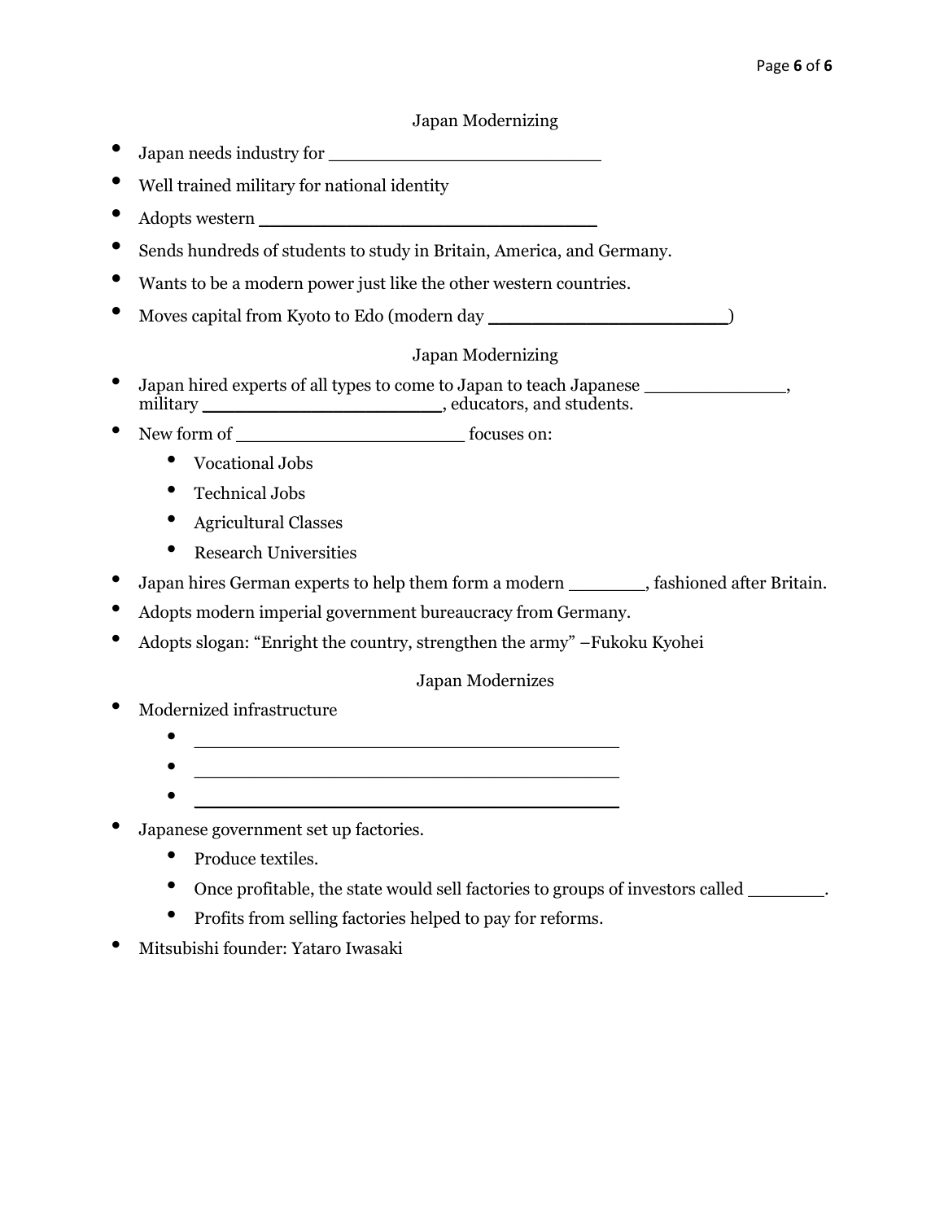## Japan Modernizing

- Japan needs industry for ________________________
- Well trained military for national identity
- Adopts western ______________________________
- Sends hundreds of students to study in Britain, America, and Germany.
- Wants to be a modern power just like the other western countries.
- Moves capital from Kyoto to Edo (modern day _____________________)

## Japan Modernizing

- Japan hired experts of all types to come to Japan to teach Japanese _____________, military _____________________, educators, and students.
- New form of ____________________ focuses on:
  - Vocational Jobs
  - Technical Jobs
  - Agricultural Classes
  - Research Universities
- Japan hires German experts to help them form a modern _______, fashioned after Britain.
- Adopts modern imperial government bureaucracy from Germany.
- Adopts slogan: "Enright the country, strengthen the army" –Fukoku Kyohei

## Japan Modernizes

- Modernized infrastructure
  - ______________________________________
  - ______________________________________
  - ______________________________________
- Japanese government set up factories.
  - Produce textiles.
  - Once profitable, the state would sell factories to groups of investors called _______.
  - Profits from selling factories helped to pay for reforms.
- Mitsubishi founder: Yataro Iwasaki